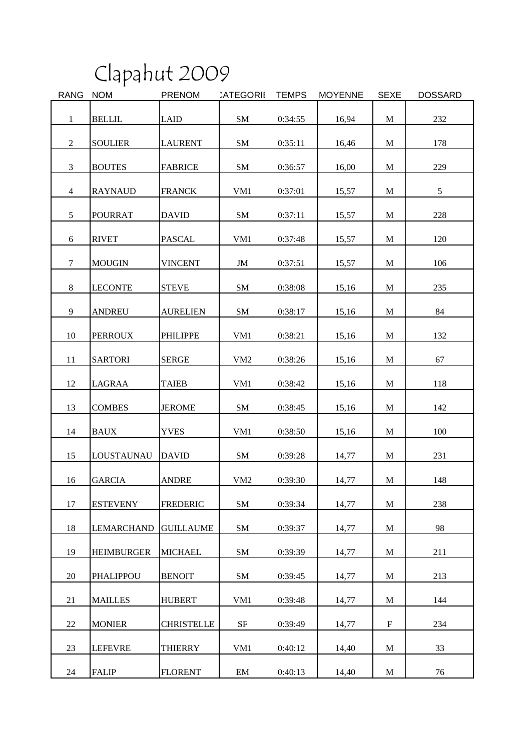# Clapahut 2009

| RANG | NOM | PRENOM | CATEGORIE | TEMPS | MOYENNE | SEXE | DOSSARD |
|---|---|---|---|---|---|---|---|
| 1 | BELLIL | LAID | SM | 0:34:55 | 16,94 | M | 232 |
| 2 | SOULIER | LAURENT | SM | 0:35:11 | 16,46 | M | 178 |
| 3 | BOUTES | FABRICE | SM | 0:36:57 | 16,00 | M | 229 |
| 4 | RAYNAUD | FRANCK | VM1 | 0:37:01 | 15,57 | M | 5 |
| 5 | POURRAT | DAVID | SM | 0:37:11 | 15,57 | M | 228 |
| 6 | RIVET | PASCAL | VM1 | 0:37:48 | 15,57 | M | 120 |
| 7 | MOUGIN | VINCENT | JM | 0:37:51 | 15,57 | M | 106 |
| 8 | LECONTE | STEVE | SM | 0:38:08 | 15,16 | M | 235 |
| 9 | ANDREU | AURELIEN | SM | 0:38:17 | 15,16 | M | 84 |
| 10 | PERROUX | PHILIPPE | VM1 | 0:38:21 | 15,16 | M | 132 |
| 11 | SARTORI | SERGE | VM2 | 0:38:26 | 15,16 | M | 67 |
| 12 | LAGRAA | TAIEB | VM1 | 0:38:42 | 15,16 | M | 118 |
| 13 | COMBES | JEROME | SM | 0:38:45 | 15,16 | M | 142 |
| 14 | BAUX | YVES | VM1 | 0:38:50 | 15,16 | M | 100 |
| 15 | LOUSTAUNAU | DAVID | SM | 0:39:28 | 14,77 | M | 231 |
| 16 | GARCIA | ANDRE | VM2 | 0:39:30 | 14,77 | M | 148 |
| 17 | ESTEVENY | FREDERIC | SM | 0:39:34 | 14,77 | M | 238 |
| 18 | LEMARCHAND | GUILLAUME | SM | 0:39:37 | 14,77 | M | 98 |
| 19 | HEIMBURGER | MICHAEL | SM | 0:39:39 | 14,77 | M | 211 |
| 20 | PHALIPPOU | BENOIT | SM | 0:39:45 | 14,77 | M | 213 |
| 21 | MAILLES | HUBERT | VM1 | 0:39:48 | 14,77 | M | 144 |
| 22 | MONIER | CHRISTELLE | SF | 0:39:49 | 14,77 | F | 234 |
| 23 | LEFEVRE | THIERRY | VM1 | 0:40:12 | 14,40 | M | 33 |
| 24 | FALIP | FLORENT | EM | 0:40:13 | 14,40 | M | 76 |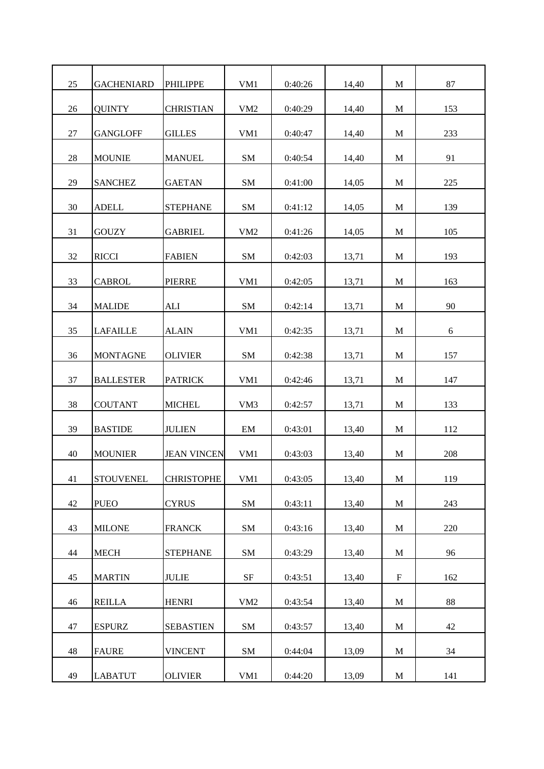| | | | | | | | |
|---|---|---|---|---|---|---|---|
| 25 | GACHENIARD | PHILIPPE | VM1 | 0:40:26 | 14,40 | M | 87 |
| 26 | QUINTY | CHRISTIAN | VM2 | 0:40:29 | 14,40 | M | 153 |
| 27 | GANGLOFF | GILLES | VM1 | 0:40:47 | 14,40 | M | 233 |
| 28 | MOUNIE | MANUEL | SM | 0:40:54 | 14,40 | M | 91 |
| 29 | SANCHEZ | GAETAN | SM | 0:41:00 | 14,05 | M | 225 |
| 30 | ADELL | STEPHANE | SM | 0:41:12 | 14,05 | M | 139 |
| 31 | GOUZY | GABRIEL | VM2 | 0:41:26 | 14,05 | M | 105 |
| 32 | RICCI | FABIEN | SM | 0:42:03 | 13,71 | M | 193 |
| 33 | CABROL | PIERRE | VM1 | 0:42:05 | 13,71 | M | 163 |
| 34 | MALIDE | ALI | SM | 0:42:14 | 13,71 | M | 90 |
| 35 | LAFAILLE | ALAIN | VM1 | 0:42:35 | 13,71 | M | 6 |
| 36 | MONTAGNE | OLIVIER | SM | 0:42:38 | 13,71 | M | 157 |
| 37 | BALLESTER | PATRICK | VM1 | 0:42:46 | 13,71 | M | 147 |
| 38 | COUTANT | MICHEL | VM3 | 0:42:57 | 13,71 | M | 133 |
| 39 | BASTIDE | JULIEN | EM | 0:43:01 | 13,40 | M | 112 |
| 40 | MOUNIER | JEAN VINCEN | VM1 | 0:43:03 | 13,40 | M | 208 |
| 41 | STOUVENEL | CHRISTOPHE | VM1 | 0:43:05 | 13,40 | M | 119 |
| 42 | PUEO | CYRUS | SM | 0:43:11 | 13,40 | M | 243 |
| 43 | MILONE | FRANCK | SM | 0:43:16 | 13,40 | M | 220 |
| 44 | MECH | STEPHANE | SM | 0:43:29 | 13,40 | M | 96 |
| 45 | MARTIN | JULIE | SF | 0:43:51 | 13,40 | F | 162 |
| 46 | REILLA | HENRI | VM2 | 0:43:54 | 13,40 | M | 88 |
| 47 | ESPURZ | SEBASTIEN | SM | 0:43:57 | 13,40 | M | 42 |
| 48 | FAURE | VINCENT | SM | 0:44:04 | 13,09 | M | 34 |
| 49 | LABATUT | OLIVIER | VM1 | 0:44:20 | 13,09 | M | 141 |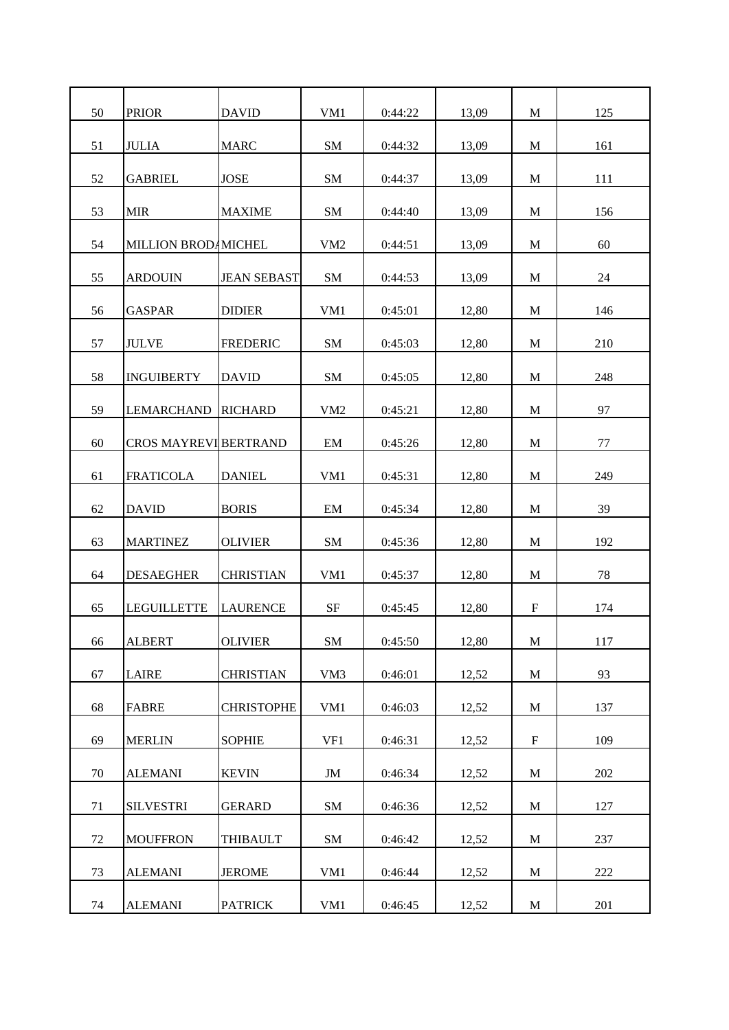| 50 | PRIOR | DAVID | VM1 | 0:44:22 | 13,09 | M | 125 |
|---|---|---|---|---|---|---|---|
| 51 | JULIA | MARC | SM | 0:44:32 | 13,09 | M | 161 |
| 52 | GABRIEL | JOSE | SM | 0:44:37 | 13,09 | M | 111 |
| 53 | MIR | MAXIME | SM | 0:44:40 | 13,09 | M | 156 |
| 54 | MILLION BRODA | MICHEL | VM2 | 0:44:51 | 13,09 | M | 60 |
| 55 | ARDOUIN | JEAN SEBAST | SM | 0:44:53 | 13,09 | M | 24 |
| 56 | GASPAR | DIDIER | VM1 | 0:45:01 | 12,80 | M | 146 |
| 57 | JULVE | FREDERIC | SM | 0:45:03 | 12,80 | M | 210 |
| 58 | INGUIBERTY | DAVID | SM | 0:45:05 | 12,80 | M | 248 |
| 59 | LEMARCHAND | RICHARD | VM2 | 0:45:21 | 12,80 | M | 97 |
| 60 | CROS MAYREVI | BERTRAND | EM | 0:45:26 | 12,80 | M | 77 |
| 61 | FRATICOLA | DANIEL | VM1 | 0:45:31 | 12,80 | M | 249 |
| 62 | DAVID | BORIS | EM | 0:45:34 | 12,80 | M | 39 |
| 63 | MARTINEZ | OLIVIER | SM | 0:45:36 | 12,80 | M | 192 |
| 64 | DESAEGHER | CHRISTIAN | VM1 | 0:45:37 | 12,80 | M | 78 |
| 65 | LEGUILLETTE | LAURENCE | SF | 0:45:45 | 12,80 | F | 174 |
| 66 | ALBERT | OLIVIER | SM | 0:45:50 | 12,80 | M | 117 |
| 67 | LAIRE | CHRISTIAN | VM3 | 0:46:01 | 12,52 | M | 93 |
| 68 | FABRE | CHRISTOPHE | VM1 | 0:46:03 | 12,52 | M | 137 |
| 69 | MERLIN | SOPHIE | VF1 | 0:46:31 | 12,52 | F | 109 |
| 70 | ALEMANI | KEVIN | JM | 0:46:34 | 12,52 | M | 202 |
| 71 | SILVESTRI | GERARD | SM | 0:46:36 | 12,52 | M | 127 |
| 72 | MOUFFRON | THIBAULT | SM | 0:46:42 | 12,52 | M | 237 |
| 73 | ALEMANI | JEROME | VM1 | 0:46:44 | 12,52 | M | 222 |
| 74 | ALEMANI | PATRICK | VM1 | 0:46:45 | 12,52 | M | 201 |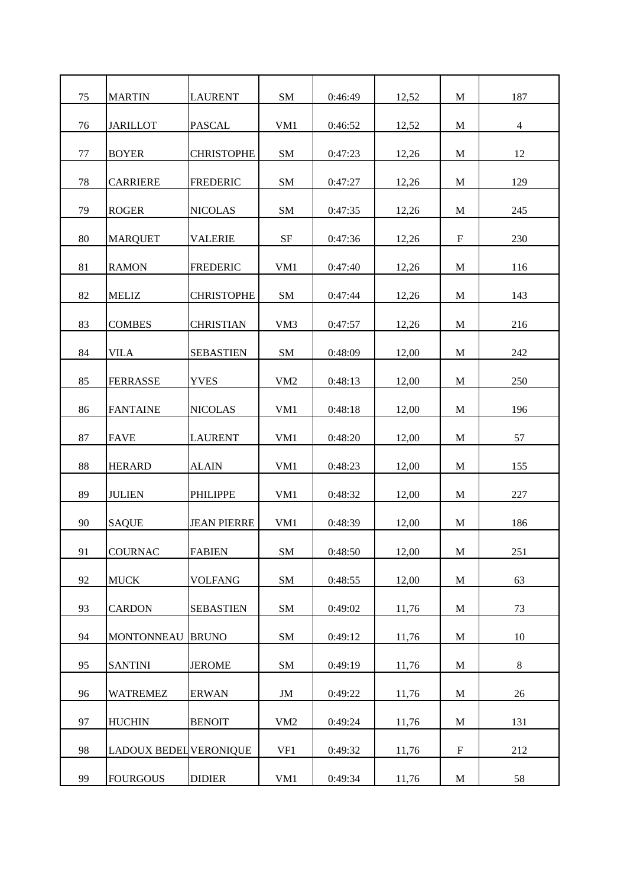| | | | | | | | |
|---|---|---|---|---|---|---|---|
| 75 | MARTIN | LAURENT | SM | 0:46:49 | 12,52 | M | 187 |
| 76 | JARILLOT | PASCAL | VM1 | 0:46:52 | 12,52 | M | 4 |
| 77 | BOYER | CHRISTOPHE | SM | 0:47:23 | 12,26 | M | 12 |
| 78 | CARRIERE | FREDERIC | SM | 0:47:27 | 12,26 | M | 129 |
| 79 | ROGER | NICOLAS | SM | 0:47:35 | 12,26 | M | 245 |
| 80 | MARQUET | VALERIE | SF | 0:47:36 | 12,26 | F | 230 |
| 81 | RAMON | FREDERIC | VM1 | 0:47:40 | 12,26 | M | 116 |
| 82 | MELIZ | CHRISTOPHE | SM | 0:47:44 | 12,26 | M | 143 |
| 83 | COMBES | CHRISTIAN | VM3 | 0:47:57 | 12,26 | M | 216 |
| 84 | VILA | SEBASTIEN | SM | 0:48:09 | 12,00 | M | 242 |
| 85 | FERRASSE | YVES | VM2 | 0:48:13 | 12,00 | M | 250 |
| 86 | FANTAINE | NICOLAS | VM1 | 0:48:18 | 12,00 | M | 196 |
| 87 | FAVE | LAURENT | VM1 | 0:48:20 | 12,00 | M | 57 |
| 88 | HERARD | ALAIN | VM1 | 0:48:23 | 12,00 | M | 155 |
| 89 | JULIEN | PHILIPPE | VM1 | 0:48:32 | 12,00 | M | 227 |
| 90 | SAQUE | JEAN PIERRE | VM1 | 0:48:39 | 12,00 | M | 186 |
| 91 | COURNAC | FABIEN | SM | 0:48:50 | 12,00 | M | 251 |
| 92 | MUCK | VOLFANG | SM | 0:48:55 | 12,00 | M | 63 |
| 93 | CARDON | SEBASTIEN | SM | 0:49:02 | 11,76 | M | 73 |
| 94 | MONTONNEAU | BRUNO | SM | 0:49:12 | 11,76 | M | 10 |
| 95 | SANTINI | JEROME | SM | 0:49:19 | 11,76 | M | 8 |
| 96 | WATREMEZ | ERWAN | JM | 0:49:22 | 11,76 | M | 26 |
| 97 | HUCHIN | BENOIT | VM2 | 0:49:24 | 11,76 | M | 131 |
| 98 | LADOUX BEDEL | VERONIQUE | VF1 | 0:49:32 | 11,76 | F | 212 |
| 99 | FOURGOUS | DIDIER | VM1 | 0:49:34 | 11,76 | M | 58 |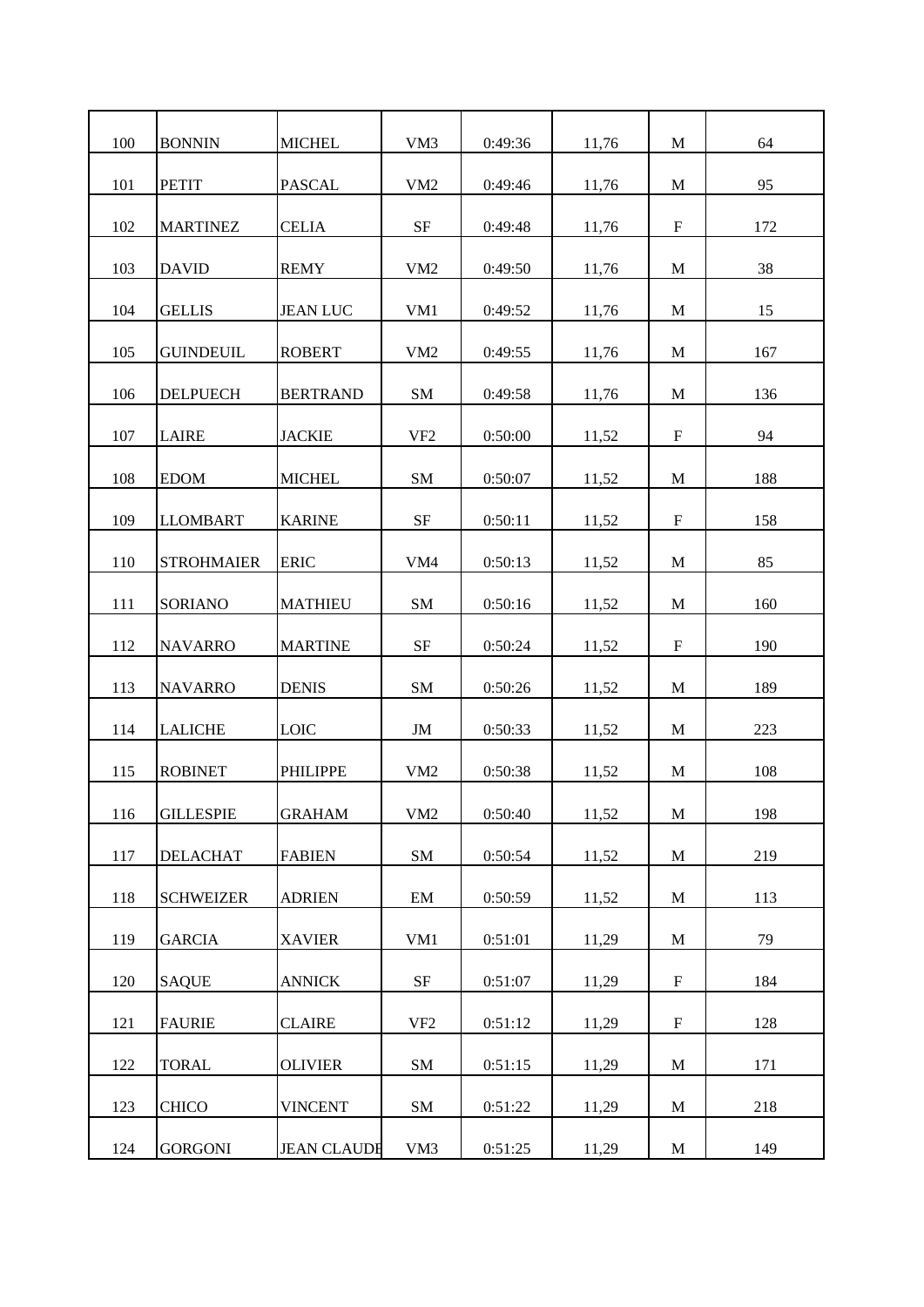| | | | | | | | |
|---|---|---|---|---|---|---|---|
| 100 | BONNIN | MICHEL | VM3 | 0:49:36 | 11,76 | M | 64 |
| 101 | PETIT | PASCAL | VM2 | 0:49:46 | 11,76 | M | 95 |
| 102 | MARTINEZ | CELIA | SF | 0:49:48 | 11,76 | F | 172 |
| 103 | DAVID | REMY | VM2 | 0:49:50 | 11,76 | M | 38 |
| 104 | GELLIS | JEAN LUC | VM1 | 0:49:52 | 11,76 | M | 15 |
| 105 | GUINDEUIL | ROBERT | VM2 | 0:49:55 | 11,76 | M | 167 |
| 106 | DELPUECH | BERTRAND | SM | 0:49:58 | 11,76 | M | 136 |
| 107 | LAIRE | JACKIE | VF2 | 0:50:00 | 11,52 | F | 94 |
| 108 | EDOM | MICHEL | SM | 0:50:07 | 11,52 | M | 188 |
| 109 | LLOMBART | KARINE | SF | 0:50:11 | 11,52 | F | 158 |
| 110 | STROHMAIER | ERIC | VM4 | 0:50:13 | 11,52 | M | 85 |
| 111 | SORIANO | MATHIEU | SM | 0:50:16 | 11,52 | M | 160 |
| 112 | NAVARRO | MARTINE | SF | 0:50:24 | 11,52 | F | 190 |
| 113 | NAVARRO | DENIS | SM | 0:50:26 | 11,52 | M | 189 |
| 114 | LALICHE | LOIC | JM | 0:50:33 | 11,52 | M | 223 |
| 115 | ROBINET | PHILIPPE | VM2 | 0:50:38 | 11,52 | M | 108 |
| 116 | GILLESPIE | GRAHAM | VM2 | 0:50:40 | 11,52 | M | 198 |
| 117 | DELACHAT | FABIEN | SM | 0:50:54 | 11,52 | M | 219 |
| 118 | SCHWEIZER | ADRIEN | EM | 0:50:59 | 11,52 | M | 113 |
| 119 | GARCIA | XAVIER | VM1 | 0:51:01 | 11,29 | M | 79 |
| 120 | SAQUE | ANNICK | SF | 0:51:07 | 11,29 | F | 184 |
| 121 | FAURIE | CLAIRE | VF2 | 0:51:12 | 11,29 | F | 128 |
| 122 | TORAL | OLIVIER | SM | 0:51:15 | 11,29 | M | 171 |
| 123 | CHICO | VINCENT | SM | 0:51:22 | 11,29 | M | 218 |
| 124 | GORGONI | JEAN CLAUDE | VM3 | 0:51:25 | 11,29 | M | 149 |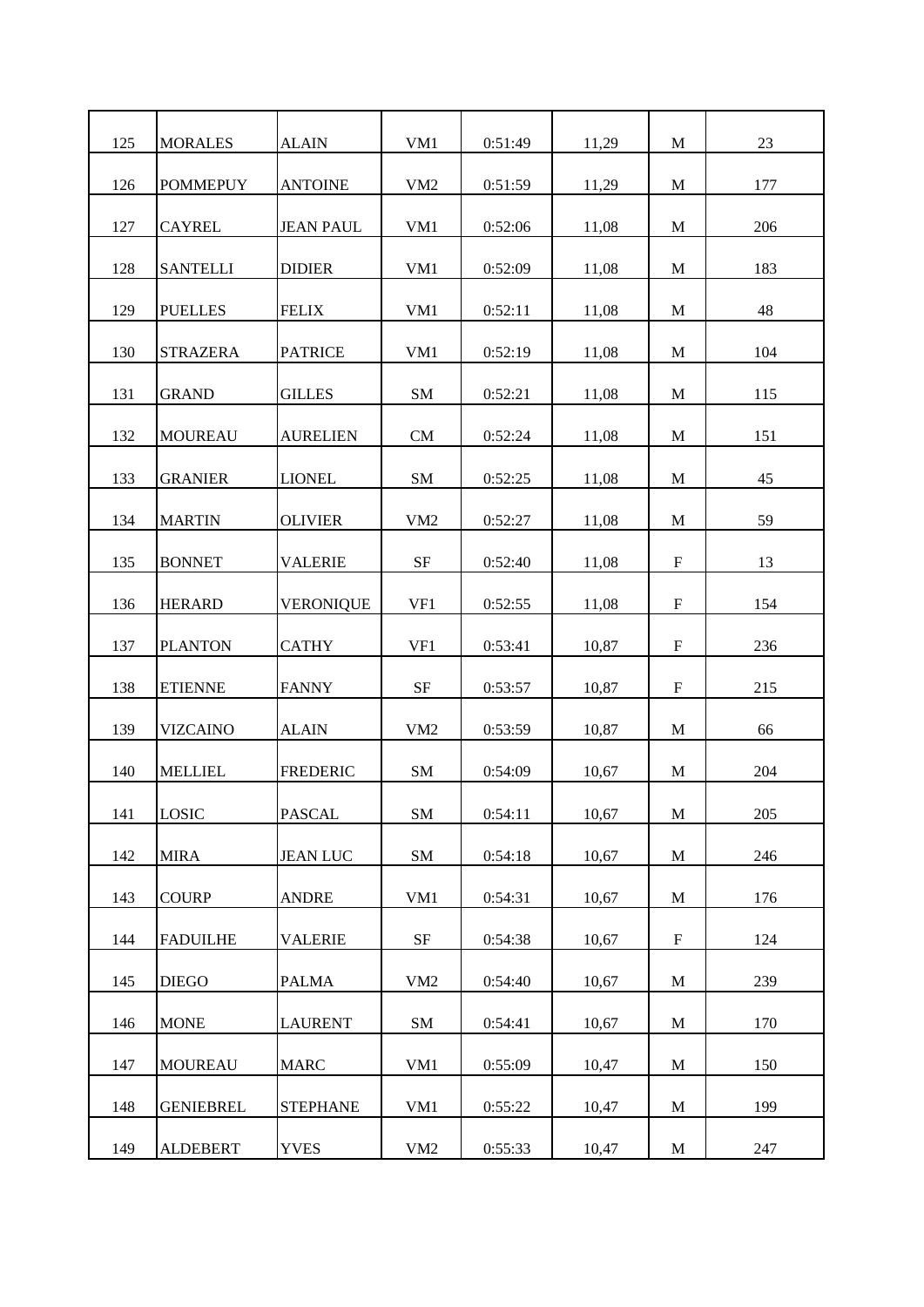| | | | | | | | |
|---|---|---|---|---|---|---|---|
| 125 | MORALES | ALAIN | VM1 | 0:51:49 | 11,29 | M | 23 |
| 126 | POMMEPUY | ANTOINE | VM2 | 0:51:59 | 11,29 | M | 177 |
| 127 | CAYREL | JEAN PAUL | VM1 | 0:52:06 | 11,08 | M | 206 |
| 128 | SANTELLI | DIDIER | VM1 | 0:52:09 | 11,08 | M | 183 |
| 129 | PUELLES | FELIX | VM1 | 0:52:11 | 11,08 | M | 48 |
| 130 | STRAZERA | PATRICE | VM1 | 0:52:19 | 11,08 | M | 104 |
| 131 | GRAND | GILLES | SM | 0:52:21 | 11,08 | M | 115 |
| 132 | MOUREAU | AURELIEN | CM | 0:52:24 | 11,08 | M | 151 |
| 133 | GRANIER | LIONEL | SM | 0:52:25 | 11,08 | M | 45 |
| 134 | MARTIN | OLIVIER | VM2 | 0:52:27 | 11,08 | M | 59 |
| 135 | BONNET | VALERIE | SF | 0:52:40 | 11,08 | F | 13 |
| 136 | HERARD | VERONIQUE | VF1 | 0:52:55 | 11,08 | F | 154 |
| 137 | PLANTON | CATHY | VF1 | 0:53:41 | 10,87 | F | 236 |
| 138 | ETIENNE | FANNY | SF | 0:53:57 | 10,87 | F | 215 |
| 139 | VIZCAINO | ALAIN | VM2 | 0:53:59 | 10,87 | M | 66 |
| 140 | MELLIEL | FREDERIC | SM | 0:54:09 | 10,67 | M | 204 |
| 141 | LOSIC | PASCAL | SM | 0:54:11 | 10,67 | M | 205 |
| 142 | MIRA | JEAN LUC | SM | 0:54:18 | 10,67 | M | 246 |
| 143 | COURP | ANDRE | VM1 | 0:54:31 | 10,67 | M | 176 |
| 144 | FADUILHE | VALERIE | SF | 0:54:38 | 10,67 | F | 124 |
| 145 | DIEGO | PALMA | VM2 | 0:54:40 | 10,67 | M | 239 |
| 146 | MONE | LAURENT | SM | 0:54:41 | 10,67 | M | 170 |
| 147 | MOUREAU | MARC | VM1 | 0:55:09 | 10,47 | M | 150 |
| 148 | GENIEBREL | STEPHANE | VM1 | 0:55:22 | 10,47 | M | 199 |
| 149 | ALDEBERT | YVES | VM2 | 0:55:33 | 10,47 | M | 247 |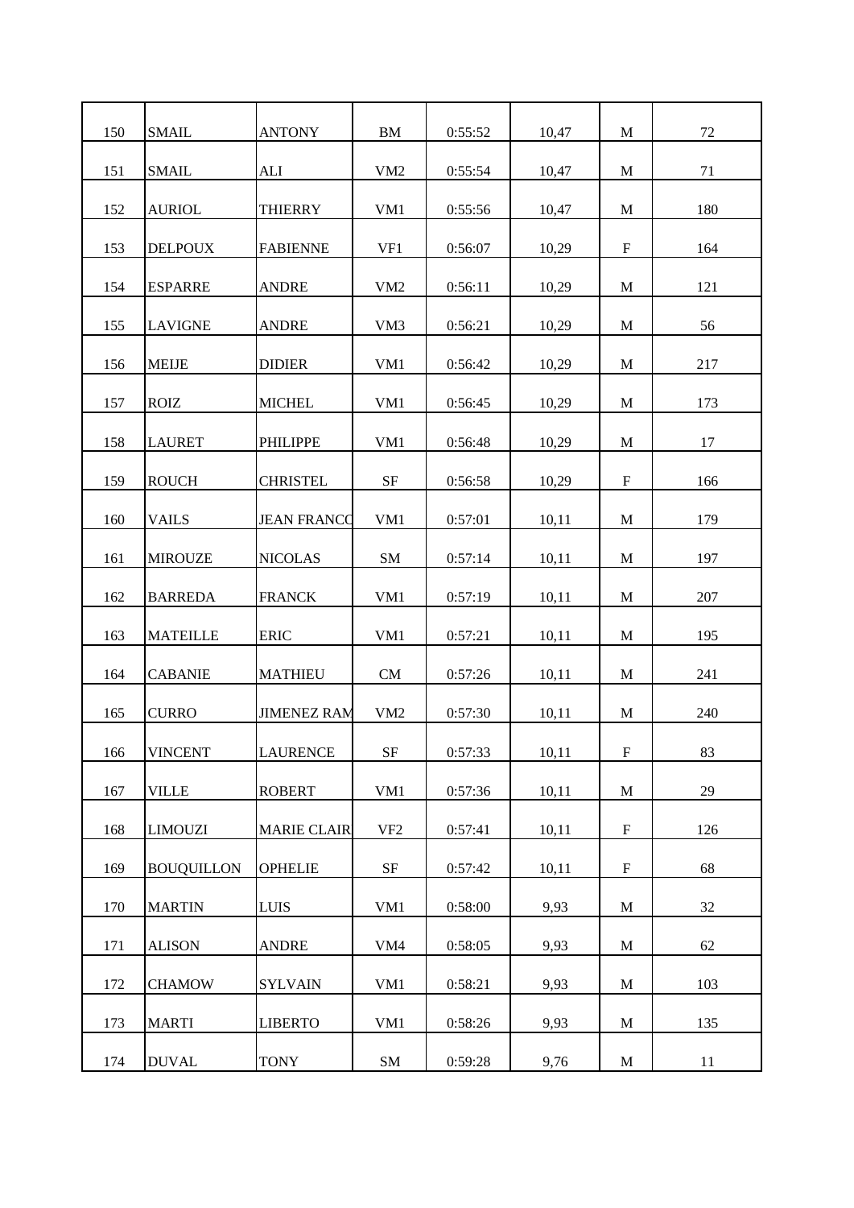| | | | | | | | |
|---|---|---|---|---|---|---|---|
| 150 | SMAIL | ANTONY | BM | 0:55:52 | 10,47 | M | 72 |
| 151 | SMAIL | ALI | VM2 | 0:55:54 | 10,47 | M | 71 |
| 152 | AURIOL | THIERRY | VM1 | 0:55:56 | 10,47 | M | 180 |
| 153 | DELPOUX | FABIENNE | VF1 | 0:56:07 | 10,29 | F | 164 |
| 154 | ESPARRE | ANDRE | VM2 | 0:56:11 | 10,29 | M | 121 |
| 155 | LAVIGNE | ANDRE | VM3 | 0:56:21 | 10,29 | M | 56 |
| 156 | MEIJE | DIDIER | VM1 | 0:56:42 | 10,29 | M | 217 |
| 157 | ROIZ | MICHEL | VM1 | 0:56:45 | 10,29 | M | 173 |
| 158 | LAURET | PHILIPPE | VM1 | 0:56:48 | 10,29 | M | 17 |
| 159 | ROUCH | CHRISTEL | SF | 0:56:58 | 10,29 | F | 166 |
| 160 | VAILS | JEAN FRANCO | VM1 | 0:57:01 | 10,11 | M | 179 |
| 161 | MIROUZE | NICOLAS | SM | 0:57:14 | 10,11 | M | 197 |
| 162 | BARREDA | FRANCK | VM1 | 0:57:19 | 10,11 | M | 207 |
| 163 | MATEILLE | ERIC | VM1 | 0:57:21 | 10,11 | M | 195 |
| 164 | CABANIE | MATHIEU | CM | 0:57:26 | 10,11 | M | 241 |
| 165 | CURRO | JIMENEZ RAM | VM2 | 0:57:30 | 10,11 | M | 240 |
| 166 | VINCENT | LAURENCE | SF | 0:57:33 | 10,11 | F | 83 |
| 167 | VILLE | ROBERT | VM1 | 0:57:36 | 10,11 | M | 29 |
| 168 | LIMOUZI | MARIE CLAIR | VF2 | 0:57:41 | 10,11 | F | 126 |
| 169 | BOUQUILLON | OPHELIE | SF | 0:57:42 | 10,11 | F | 68 |
| 170 | MARTIN | LUIS | VM1 | 0:58:00 | 9,93 | M | 32 |
| 171 | ALISON | ANDRE | VM4 | 0:58:05 | 9,93 | M | 62 |
| 172 | CHAMOW | SYLVAIN | VM1 | 0:58:21 | 9,93 | M | 103 |
| 173 | MARTI | LIBERTO | VM1 | 0:58:26 | 9,93 | M | 135 |
| 174 | DUVAL | TONY | SM | 0:59:28 | 9,76 | M | 11 |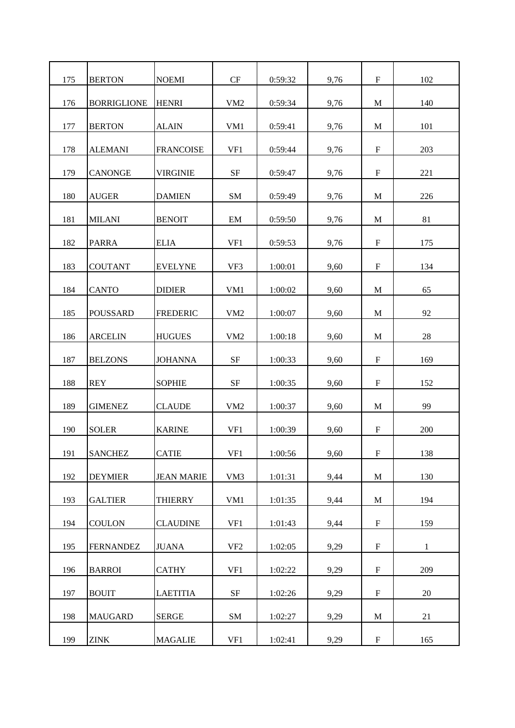| | | | | | | | |
|---|---|---|---|---|---|---|---|
| 175 | BERTON | NOEMI | CF | 0:59:32 | 9,76 | F | 102 |
| 176 | BORRIGLIONE | HENRI | VM2 | 0:59:34 | 9,76 | M | 140 |
| 177 | BERTON | ALAIN | VM1 | 0:59:41 | 9,76 | M | 101 |
| 178 | ALEMANI | FRANCOISE | VF1 | 0:59:44 | 9,76 | F | 203 |
| 179 | CANONGE | VIRGINIE | SF | 0:59:47 | 9,76 | F | 221 |
| 180 | AUGER | DAMIEN | SM | 0:59:49 | 9,76 | M | 226 |
| 181 | MILANI | BENOIT | EM | 0:59:50 | 9,76 | M | 81 |
| 182 | PARRA | ELIA | VF1 | 0:59:53 | 9,76 | F | 175 |
| 183 | COUTANT | EVELYNE | VF3 | 1:00:01 | 9,60 | F | 134 |
| 184 | CANTO | DIDIER | VM1 | 1:00:02 | 9,60 | M | 65 |
| 185 | POUSSARD | FREDERIC | VM2 | 1:00:07 | 9,60 | M | 92 |
| 186 | ARCELIN | HUGUES | VM2 | 1:00:18 | 9,60 | M | 28 |
| 187 | BELZONS | JOHANNA | SF | 1:00:33 | 9,60 | F | 169 |
| 188 | REY | SOPHIE | SF | 1:00:35 | 9,60 | F | 152 |
| 189 | GIMENEZ | CLAUDE | VM2 | 1:00:37 | 9,60 | M | 99 |
| 190 | SOLER | KARINE | VF1 | 1:00:39 | 9,60 | F | 200 |
| 191 | SANCHEZ | CATIE | VF1 | 1:00:56 | 9,60 | F | 138 |
| 192 | DEYMIER | JEAN MARIE | VM3 | 1:01:31 | 9,44 | M | 130 |
| 193 | GALTIER | THIERRY | VM1 | 1:01:35 | 9,44 | M | 194 |
| 194 | COULON | CLAUDINE | VF1 | 1:01:43 | 9,44 | F | 159 |
| 195 | FERNANDEZ | JUANA | VF2 | 1:02:05 | 9,29 | F | 1 |
| 196 | BARROI | CATHY | VF1 | 1:02:22 | 9,29 | F | 209 |
| 197 | BOUIT | LAETITIA | SF | 1:02:26 | 9,29 | F | 20 |
| 198 | MAUGARD | SERGE | SM | 1:02:27 | 9,29 | M | 21 |
| 199 | ZINK | MAGALIE | VF1 | 1:02:41 | 9,29 | F | 165 |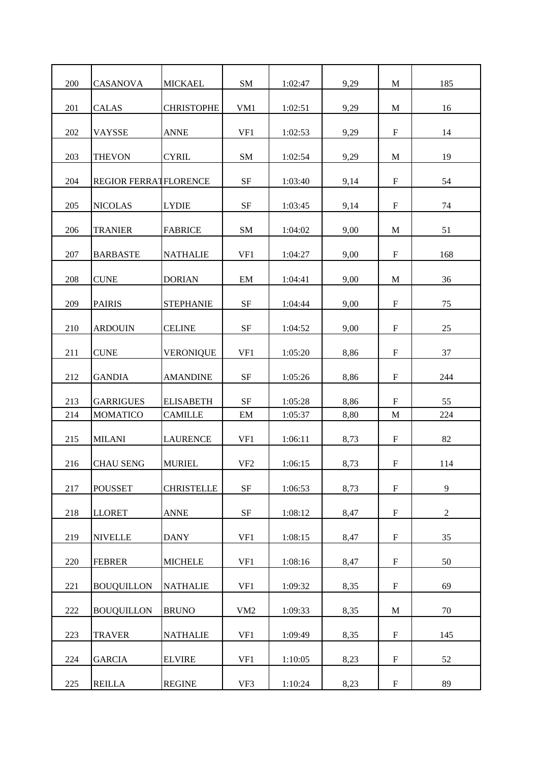| | | | | | | | |
|---|---|---|---|---|---|---|---|
| 200 | CASANOVA | MICKAEL | SM | 1:02:47 | 9,29 | M | 185 |
| 201 | CALAS | CHRISTOPHE | VM1 | 1:02:51 | 9,29 | M | 16 |
| 202 | VAYSSE | ANNE | VF1 | 1:02:53 | 9,29 | F | 14 |
| 203 | THEVON | CYRIL | SM | 1:02:54 | 9,29 | M | 19 |
| 204 | REGIOR FERRAT | FLORENCE | SF | 1:03:40 | 9,14 | F | 54 |
| 205 | NICOLAS | LYDIE | SF | 1:03:45 | 9,14 | F | 74 |
| 206 | TRANIER | FABRICE | SM | 1:04:02 | 9,00 | M | 51 |
| 207 | BARBASTE | NATHALIE | VF1 | 1:04:27 | 9,00 | F | 168 |
| 208 | CUNE | DORIAN | EM | 1:04:41 | 9,00 | M | 36 |
| 209 | PAIRIS | STEPHANIE | SF | 1:04:44 | 9,00 | F | 75 |
| 210 | ARDOUIN | CELINE | SF | 1:04:52 | 9,00 | F | 25 |
| 211 | CUNE | VERONIQUE | VF1 | 1:05:20 | 8,86 | F | 37 |
| 212 | GANDIA | AMANDINE | SF | 1:05:26 | 8,86 | F | 244 |
| 213 | GARRIGUES | ELISABETH | SF | 1:05:28 | 8,86 | F | 55 |
| 214 | MOMATICO | CAMILLE | EM | 1:05:37 | 8,80 | M | 224 |
| 215 | MILANI | LAURENCE | VF1 | 1:06:11 | 8,73 | F | 82 |
| 216 | CHAU SENG | MURIEL | VF2 | 1:06:15 | 8,73 | F | 114 |
| 217 | POUSSET | CHRISTELLE | SF | 1:06:53 | 8,73 | F | 9 |
| 218 | LLORET | ANNE | SF | 1:08:12 | 8,47 | F | 2 |
| 219 | NIVELLE | DANY | VF1 | 1:08:15 | 8,47 | F | 35 |
| 220 | FEBRER | MICHELE | VF1 | 1:08:16 | 8,47 | F | 50 |
| 221 | BOUQUILLON | NATHALIE | VF1 | 1:09:32 | 8,35 | F | 69 |
| 222 | BOUQUILLON | BRUNO | VM2 | 1:09:33 | 8,35 | M | 70 |
| 223 | TRAVER | NATHALIE | VF1 | 1:09:49 | 8,35 | F | 145 |
| 224 | GARCIA | ELVIRE | VF1 | 1:10:05 | 8,23 | F | 52 |
| 225 | REILLA | REGINE | VF3 | 1:10:24 | 8,23 | F | 89 |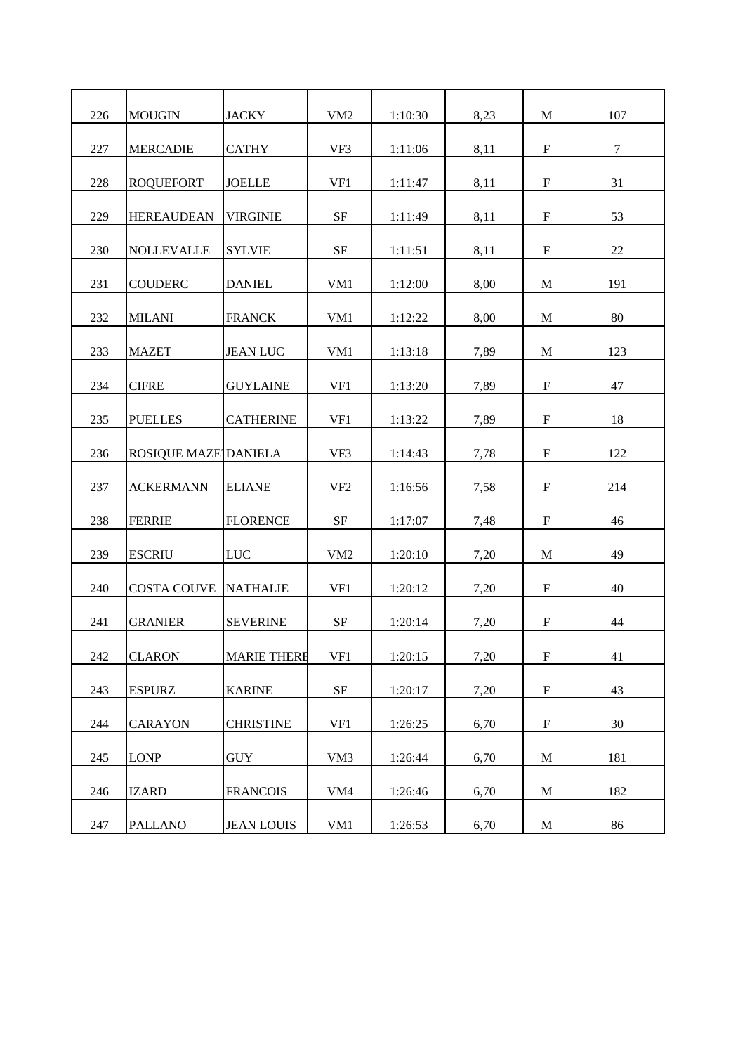| | | | | | | | |
|---|---|---|---|---|---|---|---|
| 226 | MOUGIN | JACKY | VM2 | 1:10:30 | 8,23 | M | 107 |
| 227 | MERCADIE | CATHY | VF3 | 1:11:06 | 8,11 | F | 7 |
| 228 | ROQUEFORT | JOELLE | VF1 | 1:11:47 | 8,11 | F | 31 |
| 229 | HEREAUDEAN | VIRGINIE | SF | 1:11:49 | 8,11 | F | 53 |
| 230 | NOLLEVALLE | SYLVIE | SF | 1:11:51 | 8,11 | F | 22 |
| 231 | COUDERC | DANIEL | VM1 | 1:12:00 | 8,00 | M | 191 |
| 232 | MILANI | FRANCK | VM1 | 1:12:22 | 8,00 | M | 80 |
| 233 | MAZET | JEAN LUC | VM1 | 1:13:18 | 7,89 | M | 123 |
| 234 | CIFRE | GUYLAINE | VF1 | 1:13:20 | 7,89 | F | 47 |
| 235 | PUELLES | CATHERINE | VF1 | 1:13:22 | 7,89 | F | 18 |
| 236 | ROSIQUE MAZET | DANIELA | VF3 | 1:14:43 | 7,78 | F | 122 |
| 237 | ACKERMANN | ELIANE | VF2 | 1:16:56 | 7,58 | F | 214 |
| 238 | FERRIE | FLORENCE | SF | 1:17:07 | 7,48 | F | 46 |
| 239 | ESCRIU | LUC | VM2 | 1:20:10 | 7,20 | M | 49 |
| 240 | COSTA COUVE | NATHALIE | VF1 | 1:20:12 | 7,20 | F | 40 |
| 241 | GRANIER | SEVERINE | SF | 1:20:14 | 7,20 | F | 44 |
| 242 | CLARON | MARIE THERE | VF1 | 1:20:15 | 7,20 | F | 41 |
| 243 | ESPURZ | KARINE | SF | 1:20:17 | 7,20 | F | 43 |
| 244 | CARAYON | CHRISTINE | VF1 | 1:26:25 | 6,70 | F | 30 |
| 245 | LONP | GUY | VM3 | 1:26:44 | 6,70 | M | 181 |
| 246 | IZARD | FRANCOIS | VM4 | 1:26:46 | 6,70 | M | 182 |
| 247 | PALLANO | JEAN LOUIS | VM1 | 1:26:53 | 6,70 | M | 86 |